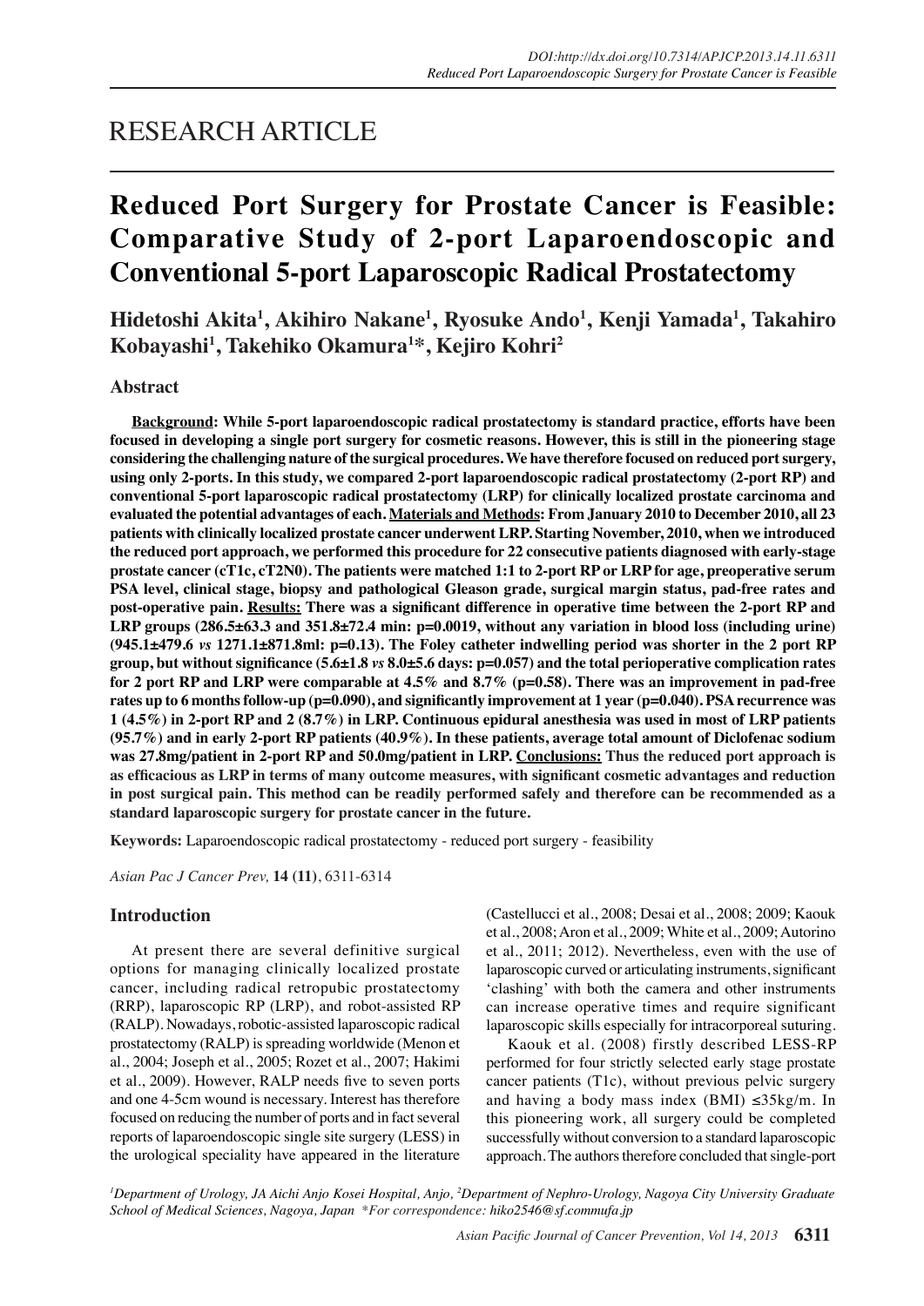# RESEARCH ARTICLE

# Reduced Port Surgery for Prostate Cancer is Feasible: Comparative Study of 2-port Laparoendoscopic and Conventional 5-port Laparoscopic Radical Prostatectomy

**Hidetoshi Akita[1], Akihiro Nakane[1], Ryosuke Ando[1], Kenji Yamada[1], Takahiro Kobayashi[1], Takehiko Okamura[1]*, Kejiro Kohri[2]**

## Abstract

**Background: While 5-port laparoendoscopic radical prostatectomy is standard practice, efforts have been focused in developing a single port surgery for cosmetic reasons. However, this is still in the pioneering stage considering the challenging nature of the surgical procedures. We have therefore focused on reduced port surgery, using only 2-ports. In this study, we compared 2-port laparoendoscopic radical prostatectomy (2-port RP) and conventional 5-port laparoscopic radical prostatectomy (LRP) for clinically localized prostate carcinoma and evaluated the potential advantages of each. Materials and Methods: From January 2010 to December 2010, all 23 patients with clinically localized prostate cancer underwent LRP. Starting November, 2010, when we introduced the reduced port approach, we performed this procedure for 22 consecutive patients diagnosed with early-stage prostate cancer (cT1c, cT2N0). The patients were matched 1:1 to 2-port RP or LRP for age, preoperative serum PSA level, clinical stage, biopsy and pathological Gleason grade, surgical margin status, pad-free rates and post-operative pain. Results: There was a significant difference in operative time between the 2-port RP and LRP groups (286.5±63.3 and 351.8±72.4 min: p=0.0019, without any variation in blood loss (including urine) (945.1±479.6 *vs* 1271.1±871.8ml: p=0.13). The Foley catheter indwelling period was shorter in the 2 port RP group, but without significance (5.6±1.8 *vs* 8.0±5.6 days: p=0.057) and the total perioperative complication rates for 2 port RP and LRP were comparable at 4.5% and 8.7% (p=0.58). There was an improvement in pad-free rates up to 6 months follow-up (p=0.090), and significantly improvement at 1 year (p=0.040). PSA recurrence was 1 (4.5%) in 2-port RP and 2 (8.7%) in LRP. Continuous epidural anesthesia was used in most of LRP patients (95.7%) and in early 2-port RP patients (40.9%). In these patients, average total amount of Diclofenac sodium was 27.8mg/patient in 2-port RP and 50.0mg/patient in LRP. Conclusions: Thus the reduced port approach is as efficacious as LRP in terms of many outcome measures, with significant cosmetic advantages and reduction in post surgical pain. This method can be readily performed safely and therefore can be recommended as a standard laparoscopic surgery for prostate cancer in the future.**

**Keywords:** Laparoendoscopic radical prostatectomy - reduced port surgery - feasibility

*Asian Pac J Cancer Prev,* **14 (11)**, 6311-6314

## Introduction

At present there are several definitive surgical options for managing clinically localized prostate cancer, including radical retropubic prostatectomy (RRP), laparoscopic RP (LRP), and robot-assisted RP (RALP). Nowadays, robotic-assisted laparoscopic radical prostatectomy (RALP) is spreading worldwide (Menon et al., 2004; Joseph et al., 2005; Rozet et al., 2007; Hakimi et al., 2009). However, RALP needs five to seven ports and one 4-5cm wound is necessary. Interest has therefore focused on reducing the number of ports and in fact several reports of laparoendoscopic single site surgery (LESS) in the urological speciality have appeared in the literature (Castellucci et al., 2008; Desai et al., 2008; 2009; Kaouk et al., 2008; Aron et al., 2009; White et al., 2009; Autorino et al., 2011; 2012). Nevertheless, even with the use of laparoscopic curved or articulating instruments, significant 'clashing' with both the camera and other instruments can increase operative times and require significant laparoscopic skills especially for intracorporeal suturing.

Kaouk et al. (2008) firstly described LESS-RP performed for four strictly selected early stage prostate cancer patients (T1c), without previous pelvic surgery and having a body mass index (BMI) ≤35kg/m. In this pioneering work, all surgery could be completed successfully without conversion to a standard laparoscopic approach. The authors therefore concluded that single-port

[1]Department of Urology, JA Aichi Anjo Kosei Hospital, Anjo, [2]Department of Nephro-Urology, Nagoya City University Graduate School of Medical Sciences, Nagoya, Japan *For correspondence: hiko2546@sf.commufa.jp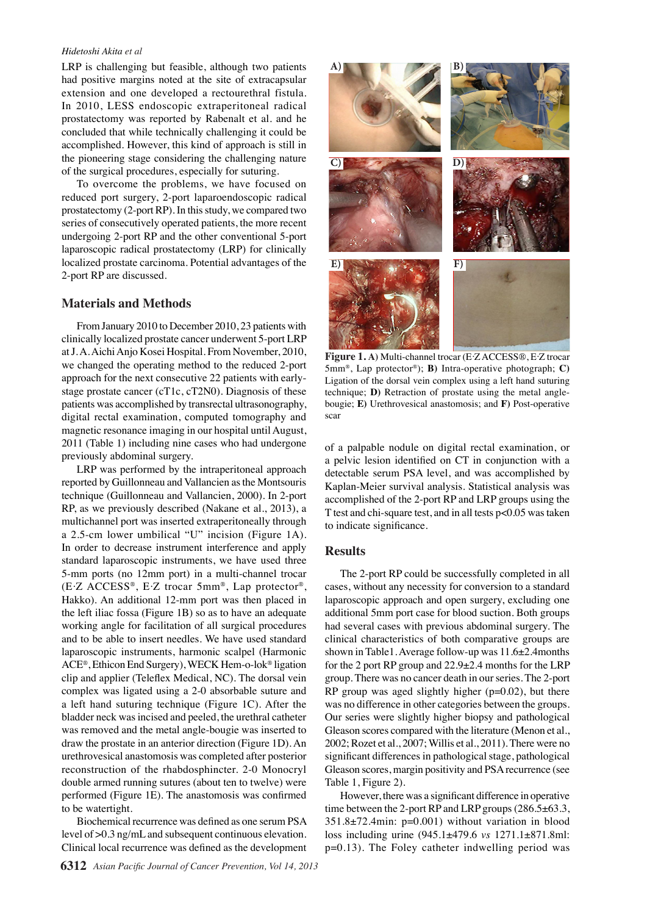LRP is challenging but feasible, although two patients had positive margins noted at the site of extracapsular extension and one developed a rectourethral fistula. In 2010, LESS endoscopic extraperitoneal radical prostatectomy was reported by Rabenalt et al. and he concluded that while technically challenging it could be accomplished. However, this kind of approach is still in the pioneering stage considering the challenging nature of the surgical procedures, especially for suturing.

To overcome the problems, we have focused on reduced port surgery, 2-port laparoendoscopic radical prostatectomy (2-port RP). In this study, we compared two series of consecutively operated patients, the more recent undergoing 2-port RP and the other conventional 5-port laparoscopic radical prostatectomy (LRP) for clinically localized prostate carcinoma. Potential advantages of the 2-port RP are discussed.

## Materials and Methods

From January 2010 to December 2010, 23 patients with clinically localized prostate cancer underwent 5-port LRP at J. A. Aichi Anjo Kosei Hospital. From November, 2010, we changed the operating method to the reduced 2-port approach for the next consecutive 22 patients with early-stage prostate cancer (cT1c, cT2N0). Diagnosis of these patients was accomplished by transrectal ultrasonography, digital rectal examination, computed tomography and magnetic resonance imaging in our hospital until August, 2011 (Table 1) including nine cases who had undergone previously abdominal surgery.

LRP was performed by the intraperitoneal approach reported by Guillonneau and Vallancien as the Montsouris technique (Guillonneau and Vallancien, 2000). In 2-port RP, as we previously described (Nakane et al., 2013), a multichannel port was inserted extraperitoneally through a 2.5-cm lower umbilical "U" incision (Figure 1A). In order to decrease instrument interference and apply standard laparoscopic instruments, we have used three 5-mm ports (no 12mm port) in a multi-channel trocar (E·Z ACCESS®, E·Z trocar 5mm®, Lap protector®, Hakko). An additional 12-mm port was then placed in the left iliac fossa (Figure 1B) so as to have an adequate working angle for facilitation of all surgical procedures and to be able to insert needles. We have used standard laparoscopic instruments, harmonic scalpel (Harmonic ACE®, Ethicon End Surgery), WECK Hem-o-lok® ligation clip and applier (Teleflex Medical, NC). The dorsal vein complex was ligated using a 2-0 absorbable suture and a left hand suturing technique (Figure 1C). After the bladder neck was incised and peeled, the urethral catheter was removed and the metal angle-bougie was inserted to draw the prostate in an anterior direction (Figure 1D). An urethrovesical anastomosis was completed after posterior reconstruction of the rhabdosphincter. 2-0 Monocryl double armed running sutures (about ten to twelve) were performed (Figure 1E). The anastomosis was confirmed to be watertight.

Biochemical recurrence was defined as one serum PSA level of >0.3 ng/mL and subsequent continuous elevation. Clinical local recurrence was defined as the development of a palpable nodule on digital rectal examination, or a pelvic lesion identified on CT in conjunction with a detectable serum PSA level, and was accomplished by Kaplan-Meier survival analysis. Statistical analysis was accomplished of the 2-port RP and LRP groups using the T test and chi-square test, and in all tests p<0.05 was taken to indicate significance.

**Figure 1. A)** Multi-channel trocar (E·Z ACCESS®, E·Z trocar 5mm®, Lap protector®); **B)** Intra-operative photograph; **C)** Ligation of the dorsal vein complex using a left hand suturing technique; **D)** Retraction of prostate using the metal angle-bougie; **E)** Urethrovesical anastomosis; and **F)** Post-operative scar

## Results

The 2-port RP could be successfully completed in all cases, without any necessity for conversion to a standard laparoscopic approach and open surgery, excluding one additional 5mm port case for blood suction. Both groups had several cases with previous abdominal surgery. The clinical characteristics of both comparative groups are shown in Table1. Average follow-up was 11.6±2.4months for the 2 port RP group and 22.9±2.4 months for the LRP group. There was no cancer death in our series. The 2-port RP group was aged slightly higher (p=0.02), but there was no difference in other categories between the groups. Our series were slightly higher biopsy and pathological Gleason scores compared with the literature (Menon et al., 2002; Rozet et al., 2007; Willis et al., 2011). There were no significant differences in pathological stage, pathological Gleason scores, margin positivity and PSA recurrence (see Table 1, Figure 2).

However, there was a significant difference in operative time between the 2-port RP and LRP groups (286.5±63.3, 351.8±72.4min: p=0.001) without variation in blood loss including urine (945.1±479.6 *vs* 1271.1±871.8ml: p=0.13). The Foley catheter indwelling period was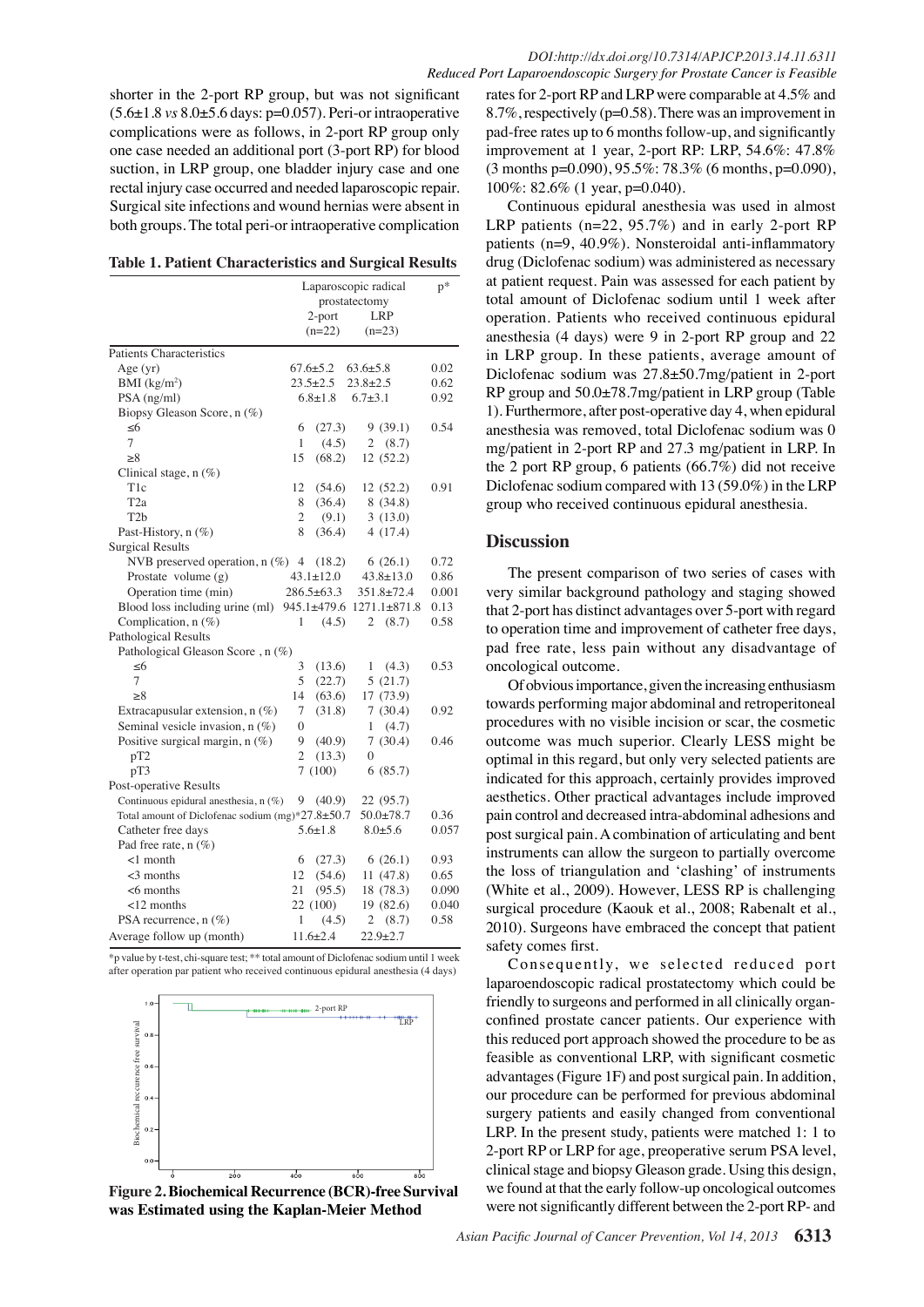shorter in the 2-port RP group, but was not significant (5.6±1.8 *vs* 8.0±5.6 days: p=0.057). Peri-or intraoperative complications were as follows, in 2-port RP group only one case needed an additional port (3-port RP) for blood suction, in LRP group, one bladder injury case and one rectal injury case occurred and needed laparoscopic repair. Surgical site infections and wound hernias were absent in both groups. The total peri-or intraoperative complication rates for 2-port RP and LRP were comparable at 4.5% and 8.7%, respectively (p=0.58). There was an improvement in pad-free rates up to 6 months follow-up, and significantly improvement at 1 year, 2-port RP: LRP, 54.6%: 47.8% (3 months p=0.090), 95.5%: 78.3% (6 months, p=0.090), 100%: 82.6% (1 year, p=0.040).

Continuous epidural anesthesia was used in almost LRP patients (n=22, 95.7%) and in early 2-port RP patients (n=9, 40.9%). Nonsteroidal anti-inflammatory drug (Diclofenac sodium) was administered as necessary at patient request. Pain was assessed for each patient by total amount of Diclofenac sodium until 1 week after operation. Patients who received continuous epidural anesthesia (4 days) were 9 in 2-port RP group and 22 in LRP group. In these patients, average amount of Diclofenac sodium was 27.8±50.7mg/patient in 2-port RP group and 50.0±78.7mg/patient in LRP group (Table 1). Furthermore, after post-operative day 4, when epidural anesthesia was removed, total Diclofenac sodium was 0 mg/patient in 2-port RP and 27.3 mg/patient in LRP. In the 2 port RP group, 6 patients (66.7%) did not receive Diclofenac sodium compared with 13 (59.0%) in the LRP group who received continuous epidural anesthesia.

**Table 1. Patient Characteristics and Surgical Results**

| | Laparoscopic radical prostatectomy | | p* |
|---|---|---|---|
| | 2-port (n=22) | LRP (n=23) | |
| Patients Characteristics | | | |
| Age (yr) | 67.6±5.2 | 63.6±5.8 | 0.02 |
| BMI (kg/m$^2$) | 23.5±2.5 | 23.8±2.5 | 0.62 |
| PSA (ng/ml) | 6.8±1.8 | 6.7±3.1 | 0.92 |
| Biopsy Gleason Score, n (%) | | | |
| ≤6 | 6 (27.3) | 9 (39.1) | 0.54 |
| 7 | 1 (4.5) | 2 (8.7) | |
| ≥8 | 15 (68.2) | 12 (52.2) | |
| Clinical stage, n (%) | | | |
| T1c | 12 (54.6) | 12 (52.2) | 0.91 |
| T2a | 8 (36.4) | 8 (34.8) | |
| T2b | 2 (9.1) | 3 (13.0) | |
| Past-History, n (%) | 8 (36.4) | 4 (17.4) | |
| Surgical Results | | | |
| NVB preserved operation, n (%) | 4 (18.2) | 6 (26.1) | 0.72 |
| Prostate volume (g) | 43.1±12.0 | 43.8±13.0 | 0.86 |
| Operation time (min) | 286.5±63.3 | 351.8±72.4 | 0.001 |
| Blood loss including urine (ml) | 945.1±479.6 | 1271.1±871.8 | 0.13 |
| Complication, n (%) | 1 (4.5) | 2 (8.7) | 0.58 |
| Pathological Results | | | |
| Pathological Gleason Score , n (%) | | | |
| ≤6 | 3 (13.6) | 1 (4.3) | 0.53 |
| 7 | 5 (22.7) | 5 (21.7) | |
| ≥8 | 14 (63.6) | 17 (73.9) | |
| Extracapusular extension, n (%) | 7 (31.8) | 7 (30.4) | 0.92 |
| Seminal vesicle invasion, n (%) | 0 | 1 (4.7) | |
| Positive surgical margin, n (%) | 9 (40.9) | 7 (30.4) | 0.46 |
| pT2 | 2 (13.3) | 0 | |
| pT3 | 7 (100) | 6 (85.7) | |
| Post-operative Results | | | |
| Continuous epidural anesthesia, n (%) | 9 (40.9) | 22 (95.7) | |
| Total amount of Diclofenac sodium (mg)* | 27.8±50.7 | 50.0±78.7 | 0.36 |
| Catheter free days | 5.6±1.8 | 8.0±5.6 | 0.057 |
| Pad free rate, n (%) | | | |
| <1 month | 6 (27.3) | 6 (26.1) | 0.93 |
| <3 months | 12 (54.6) | 11 (47.8) | 0.65 |
| <6 months | 21 (95.5) | 18 (78.3) | 0.090 |
| <12 months | 22 (100) | 19 (82.6) | 0.040 |
| PSA recurrence, n (%) | 1 (4.5) | 2 (8.7) | 0.58 |
| Average follow up (month) | 11.6±2.4 | 22.9±2.7 | |

*p value by t-test, chi-square test; ** total amount of Diclofenac sodium until 1 week after operation par patient who received continuous epidural anesthesia (4 days)

**Figure 2. Biochemical Recurrence (BCR)-free Survival was Estimated using the Kaplan-Meier Method**

## Discussion

The present comparison of two series of cases with very similar background pathology and staging showed that 2-port has distinct advantages over 5-port with regard to operation time and improvement of catheter free days, pad free rate, less pain without any disadvantage of oncological outcome.

Of obvious importance, given the increasing enthusiasm towards performing major abdominal and retroperitoneal procedures with no visible incision or scar, the cosmetic outcome was much superior. Clearly LESS might be optimal in this regard, but only very selected patients are indicated for this approach, certainly provides improved aesthetics. Other practical advantages include improved pain control and decreased intra-abdominal adhesions and post surgical pain. A combination of articulating and bent instruments can allow the surgeon to partially overcome the loss of triangulation and 'clashing' of instruments (White et al., 2009). However, LESS RP is challenging surgical procedure (Kaouk et al., 2008; Rabenalt et al., 2010). Surgeons have embraced the concept that patient safety comes first.

Consequently, we selected reduced port laparoendoscopic radical prostatectomy which could be friendly to surgeons and performed in all clinically organ-confined prostate cancer patients. Our experience with this reduced port approach showed the procedure to be as feasible as conventional LRP, with significant cosmetic advantages (Figure 1F) and post surgical pain. In addition, our procedure can be performed for previous abdominal surgery patients and easily changed from conventional LRP. In the present study, patients were matched 1: 1 to 2-port RP or LRP for age, preoperative serum PSA level, clinical stage and biopsy Gleason grade. Using this design, we found at that the early follow-up oncological outcomes were not significantly different between the 2-port RP- and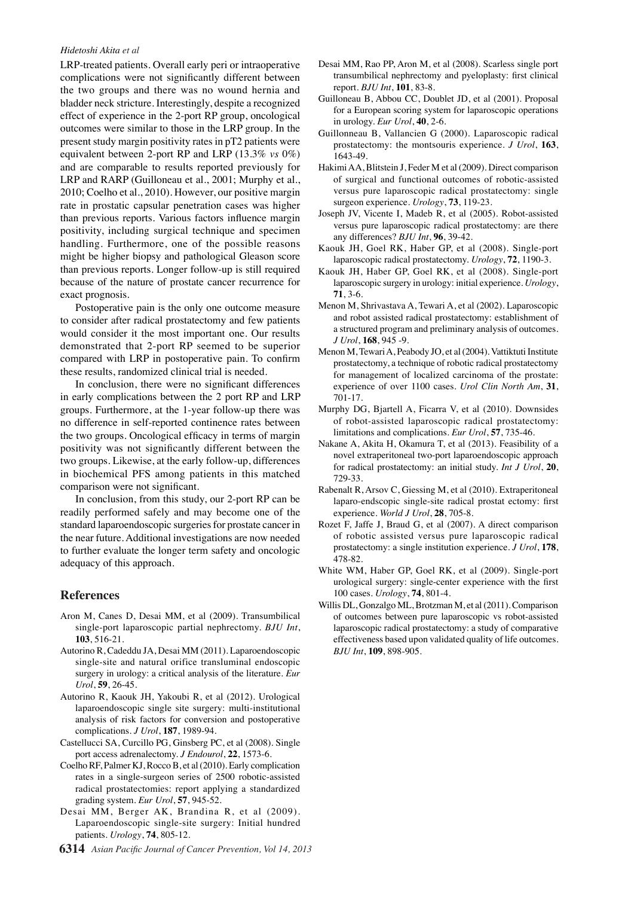LRP-treated patients. Overall early peri or intraoperative complications were not significantly different between the two groups and there was no wound hernia and bladder neck stricture. Interestingly, despite a recognized effect of experience in the 2-port RP group, oncological outcomes were similar to those in the LRP group. In the present study margin positivity rates in pT2 patients were equivalent between 2-port RP and LRP (13.3% *vs* 0%) and are comparable to results reported previously for LRP and RARP (Guilloneau et al., 2001; Murphy et al., 2010; Coelho et al., 2010). However, our positive margin rate in prostatic capsular penetration cases was higher than previous reports. Various factors influence margin positivity, including surgical technique and specimen handling. Furthermore, one of the possible reasons might be higher biopsy and pathological Gleason score than previous reports. Longer follow-up is still required because of the nature of prostate cancer recurrence for exact prognosis.

Postoperative pain is the only one outcome measure to consider after radical prostatectomy and few patients would consider it the most important one. Our results demonstrated that 2-port RP seemed to be superior compared with LRP in postoperative pain. To confirm these results, randomized clinical trial is needed.

In conclusion, there were no significant differences in early complications between the 2 port RP and LRP groups. Furthermore, at the 1-year follow-up there was no difference in self-reported continence rates between the two groups. Oncological efficacy in terms of margin positivity was not significantly different between the two groups. Likewise, at the early follow-up, differences in biochemical PFS among patients in this matched comparison were not significant.

In conclusion, from this study, our 2-port RP can be readily performed safely and may become one of the standard laparoendoscopic surgeries for prostate cancer in the near future. Additional investigations are now needed to further evaluate the longer term safety and oncologic adequacy of this approach.

## References

Aron M, Canes D, Desai MM, et al (2009). Transumbilical single-port laparoscopic partial nephrectomy. *BJU Int*, **103**, 516-21.

Autorino R, Cadeddu JA, Desai MM (2011). Laparoendoscopic single-site and natural orifice transluminal endoscopic surgery in urology: a critical analysis of the literature. *Eur Urol*, **59**, 26-45.

Autorino R, Kaouk JH, Yakoubi R, et al (2012). Urological laparoendoscopic single site surgery: multi-institutional analysis of risk factors for conversion and postoperative complications. *J Urol*, **187**, 1989-94.

Castellucci SA, Curcillo PG, Ginsberg PC, et al (2008). Single port access adrenalectomy. *J Endourol*, **22**, 1573-6.

Coelho RF, Palmer KJ, Rocco B, et al (2010). Early complication rates in a single-surgeon series of 2500 robotic-assisted radical prostatectomies: report applying a standardized grading system. *Eur Urol*, **57**, 945-52.

Desai MM, Berger AK, Brandina R, et al (2009). Laparoendoscopic single-site surgery: Initial hundred patients. *Urology*, **74**, 805-12.

Desai MM, Rao PP, Aron M, et al (2008). Scarless single port transumbilical nephrectomy and pyeloplasty: first clinical report. *BJU Int*, **101**, 83-8.

Guilloneau B, Abbou CC, Doublet JD, et al (2001). Proposal for a European scoring system for laparoscopic operations in urology. *Eur Urol*, **40**, 2-6.

Guillonneau B, Vallancien G (2000). Laparoscopic radical prostatectomy: the montsouris experience. *J Urol*, **163**, 1643-49.

Hakimi AA, Blitstein J, Feder M et al (2009). Direct comparison of surgical and functional outcomes of robotic-assisted versus pure laparoscopic radical prostatectomy: single surgeon experience. *Urology*, **73**, 119-23.

Joseph JV, Vicente I, Madeb R, et al (2005). Robot-assisted versus pure laparoscopic radical prostatectomy: are there any differences? *BJU Int*, **96**, 39-42.

Kaouk JH, Goel RK, Haber GP, et al (2008). Single-port laparoscopic radical prostatectomy. *Urology*, **72**, 1190-3.

Kaouk JH, Haber GP, Goel RK, et al (2008). Single-port laparoscopic surgery in urology: initial experience. *Urology*, **71**, 3-6.

Menon M, Shrivastava A, Tewari A, et al (2002). Laparoscopic and robot assisted radical prostatectomy: establishment of a structured program and preliminary analysis of outcomes. *J Urol*, **168**, 945 -9.

Menon M, Tewari A, Peabody JO, et al (2004). Vattiktuti Institute prostatectomy, a technique of robotic radical prostatectomy for management of localized carcinoma of the prostate: experience of over 1100 cases. *Urol Clin North Am*, **31**, 701-17.

Murphy DG, Bjartell A, Ficarra V, et al (2010). Downsides of robot-assisted laparoscopic radical prostatectomy: limitations and complications. *Eur Urol*, **57**, 735-46.

Nakane A, Akita H, Okamura T, et al (2013). Feasibility of a novel extraperitoneal two-port laparoendoscopic approach for radical prostatectomy: an initial study. *Int J Urol*, **20**, 729-33.

Rabenalt R, Arsov C, Giessing M, et al (2010). Extraperitoneal laparo-endscopic single-site radical prostat ectomy: first experience. *World J Urol*, **28**, 705-8.

Rozet F, Jaffe J, Braud G, et al (2007). A direct comparison of robotic assisted versus pure laparoscopic radical prostatectomy: a single institution experience. *J Urol*, **178**, 478-82.

White WM, Haber GP, Goel RK, et al (2009). Single-port urological surgery: single-center experience with the first 100 cases. *Urology*, **74**, 801-4.

Willis DL, Gonzalgo ML, Brotzman M, et al (2011). Comparison of outcomes between pure laparoscopic vs robot-assisted laparoscopic radical prostatectomy: a study of comparative effectiveness based upon validated quality of life outcomes. *BJU Int*, **109**, 898-905.